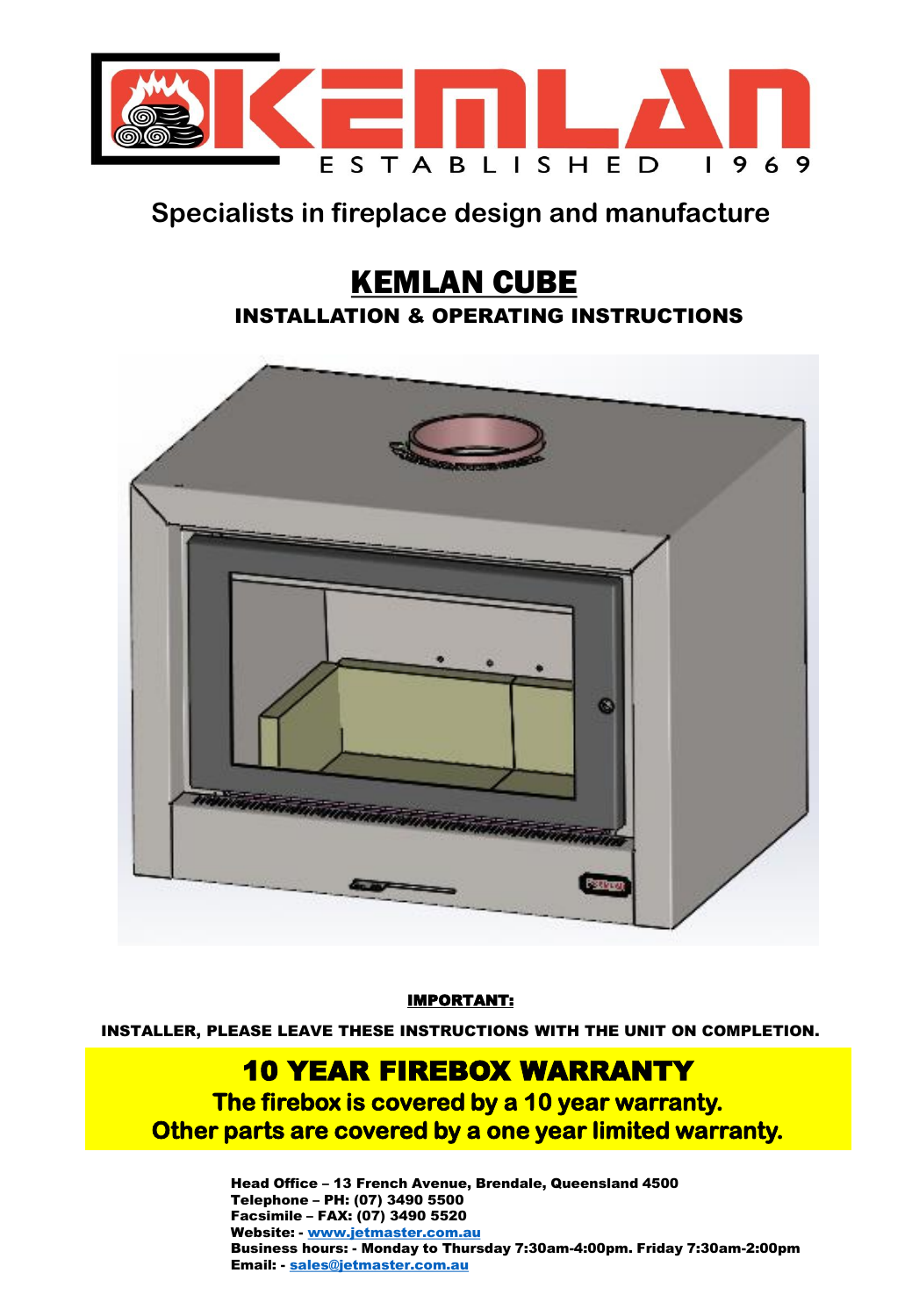KEMLAN

ESTABLISHED 1969

Specialists in fireplace design and manufacture

# KEMLAN CUBE

## INSTALLATION & OPERATING INSTRUCTIONS

**IMPORTANT:**

**INSTALLER, PLEASE LEAVE THESE INSTRUCTIONS WITH THE UNIT ON COMPLETION.**

## 10 YEAR FIREBOX WARRANTY

**The firebox is covered by a 10 year warranty.**
**Other parts are covered by a one year limited warranty.**

**Head Office – 13 French Avenue, Brendale, Queensland 4500**
**Telephone – PH: (07) 3490 5500**
**Facsimile – FAX: (07) 3490 5520**
**Website: - www.jetmaster.com.au**
**Business hours: - Monday to Thursday 7:30am-4:00pm. Friday 7:30am-2:00pm**
**Email: - sales@jetmaster.com.au**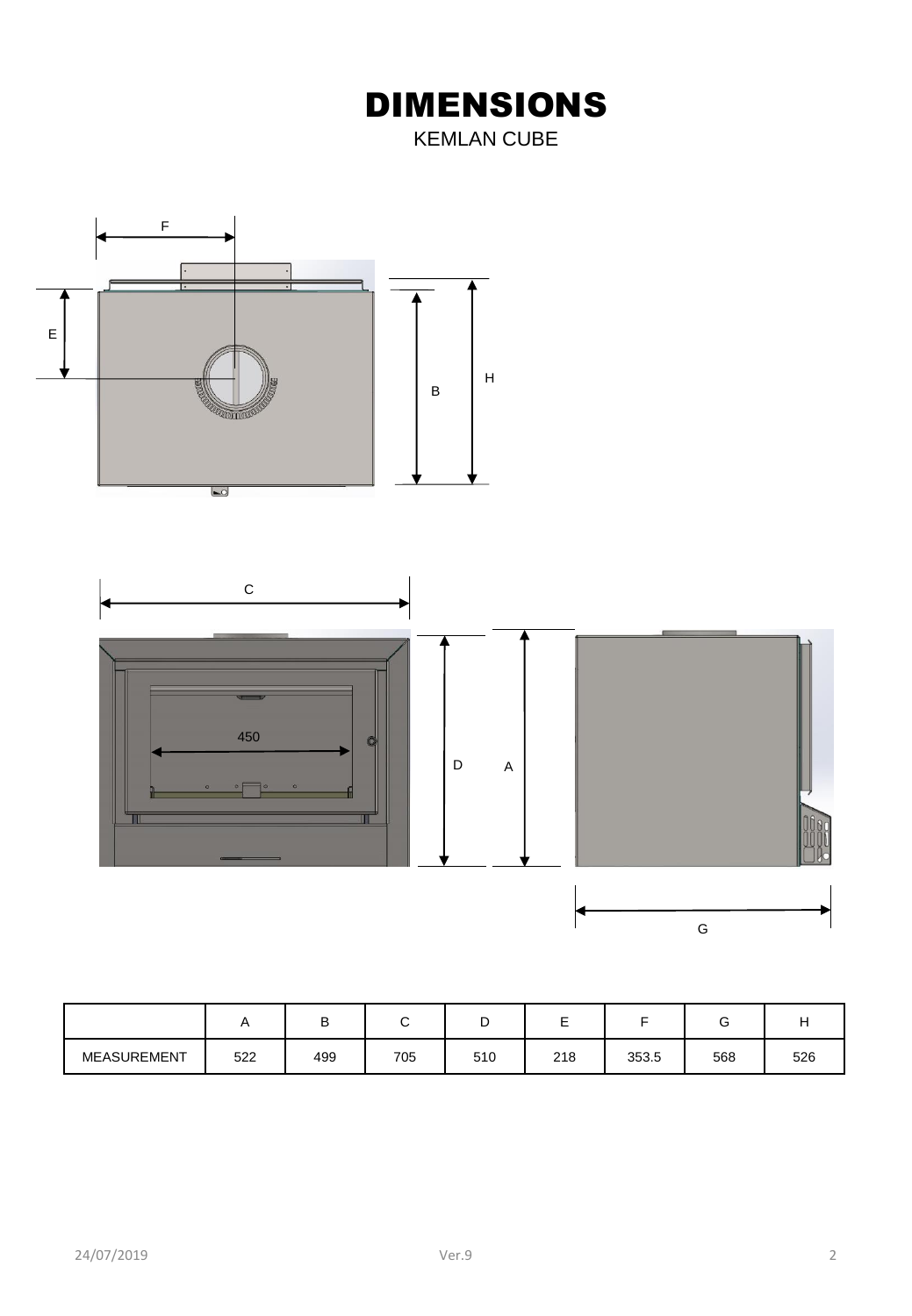# DIMENSIONS

KEMLAN CUBE

|  | A | B | C | D | E | F | G | H |
|---|---|---|---|---|---|---|---|---|
| MEASUREMENT | 522 | 499 | 705 | 510 | 218 | 353.5 | 568 | 526 |

24/07/2019 Ver.9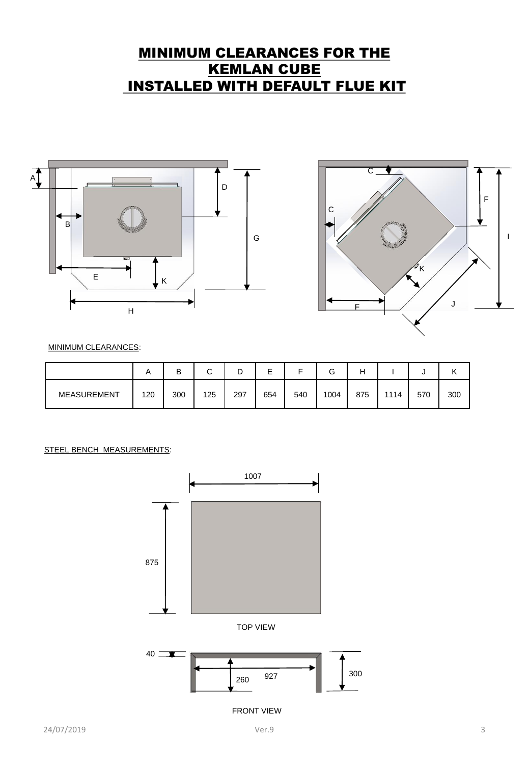# MINIMUM CLEARANCES FOR THE KEMLAN CUBE INSTALLED WITH DEFAULT FLUE KIT

MINIMUM CLEARANCES:

| | A | B | C | D | E | F | G | H | I | J | K |
|---|---|---|---|---|---|---|---|---|---|---|---|
| MEASUREMENT | 120 | 300 | 125 | 297 | 654 | 540 | 1004 | 875 | 1114 | 570 | 300 |

STEEL BENCH MEASUREMENTS:

TOP VIEW

FRONT VIEW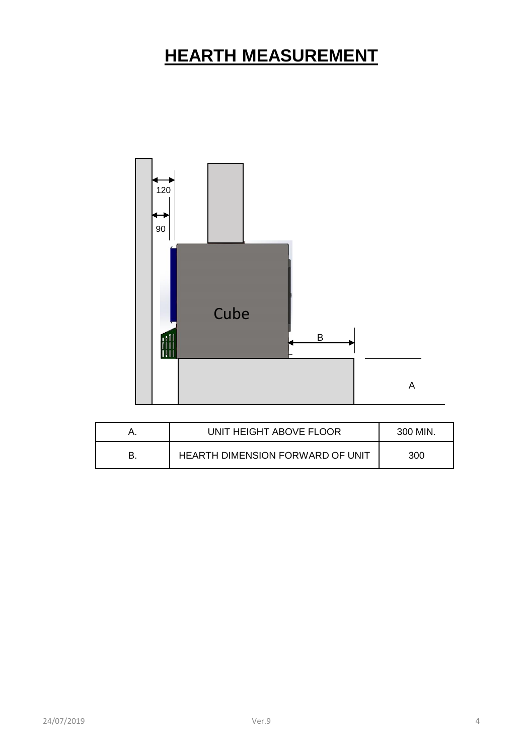# HEARTH MEASUREMENT

120

90

Cube

B

A

| A. | UNIT HEIGHT ABOVE FLOOR | 300 MIN. |
|---|---|---|
| B. | HEARTH DIMENSION FORWARD OF UNIT | 300 |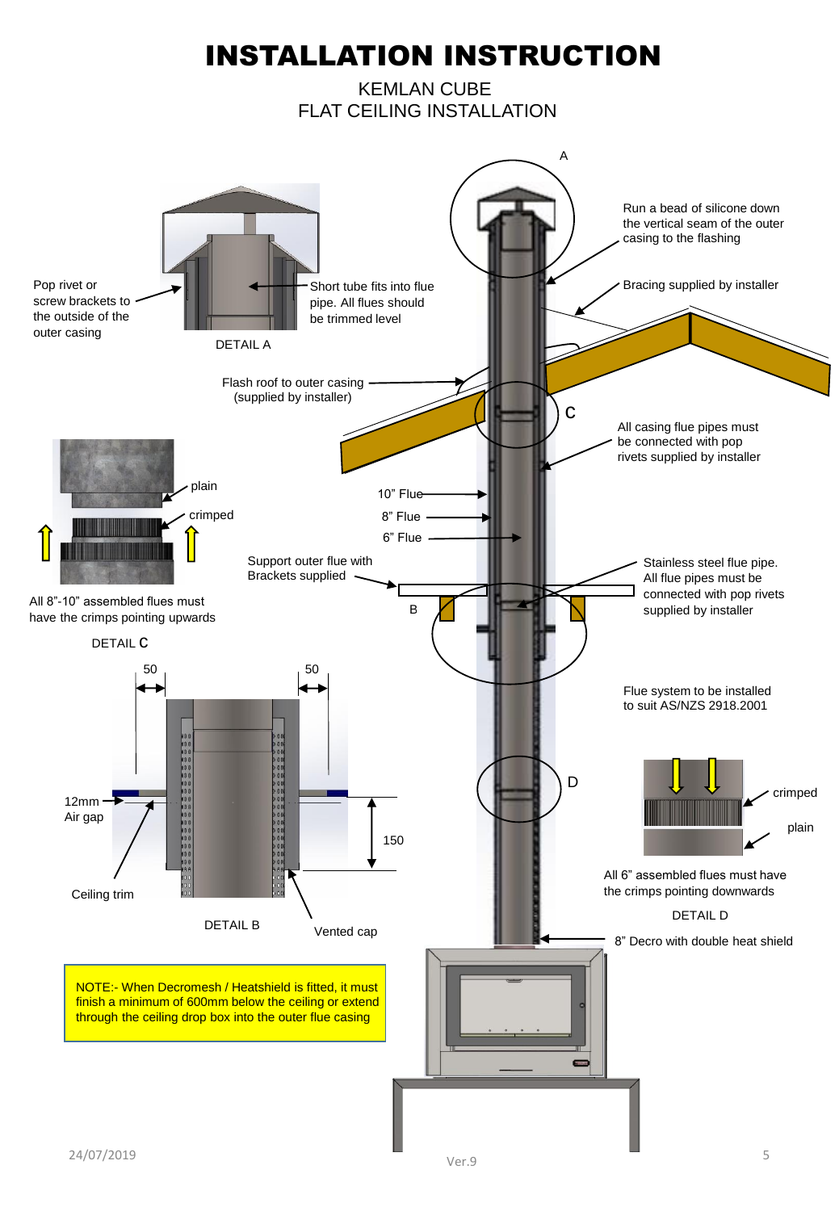# INSTALLATION INSTRUCTION

KEMLAN CUBE
FLAT CEILING INSTALLATION

A

Run a bead of silicone down the vertical seam of the outer casing to the flashing

Bracing supplied by installer

Pop rivet or screw brackets to the outside of the outer casing

Short tube fits into flue pipe. All flues should be trimmed level

DETAIL A

Flash roof to outer casing (supplied by installer)

C

All casing flue pipes must be connected with pop rivets supplied by installer

plain

crimped

All 8"-10" assembled flues must have the crimps pointing upwards

DETAIL C

10" Flue

8" Flue

6" Flue

Support outer flue with Brackets supplied

B

Stainless steel flue pipe. All flue pipes must be connected with pop rivets supplied by installer

50

50

12mm Air gap

Ceiling trim

150

DETAIL B

Vented cap

Flue system to be installed to suit AS/NZS 2918.2001

D

crimped

plain

All 6" assembled flues must have the crimps pointing downwards

DETAIL D

8" Decro with double heat shield

NOTE:- When Decromesh / Heatshield is fitted, it must finish a minimum of 600mm below the ceiling or extend through the ceiling drop box into the outer flue casing

24/07/2019

Ver.9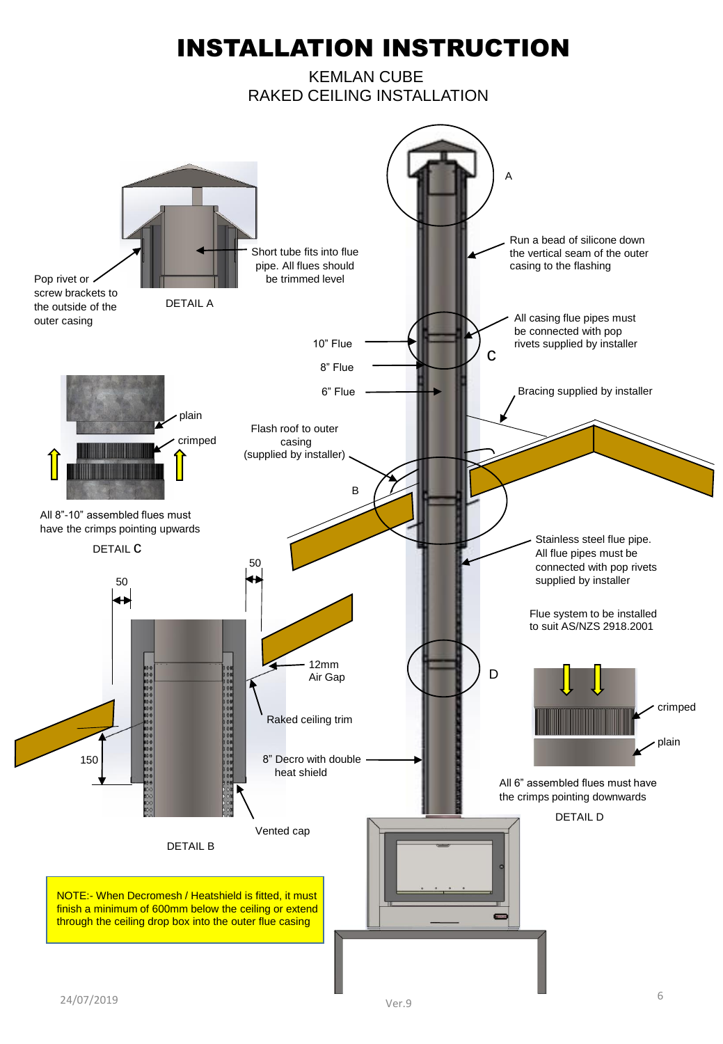# INSTALLATION INSTRUCTION

KEMLAN CUBE
RAKED CEILING INSTALLATION

A

Short tube fits into flue pipe. All flues should be trimmed level

Pop rivet or screw brackets to the outside of the outer casing

DETAIL A

Run a bead of silicone down the vertical seam of the outer casing to the flashing

All casing flue pipes must be connected with pop rivets supplied by installer

10" Flue

8" Flue

6" Flue

C

Bracing supplied by installer

plain

crimped

Flash roof to outer casing (supplied by installer)

B

All 8"-10" assembled flues must have the crimps pointing upwards

DETAIL C

Stainless steel flue pipe. All flue pipes must be connected with pop rivets supplied by installer

Flue system to be installed to suit AS/NZS 2918.2001

50

50

12mm Air Gap

Raked ceiling trim

150

8" Decro with double heat shield

Vented cap

DETAIL B

D

crimped

plain

All 6" assembled flues must have the crimps pointing downwards

DETAIL D

NOTE:- When Decromesh / Heatshield is fitted, it must finish a minimum of 600mm below the ceiling or extend through the ceiling drop box into the outer flue casing

24/07/2019

Ver.9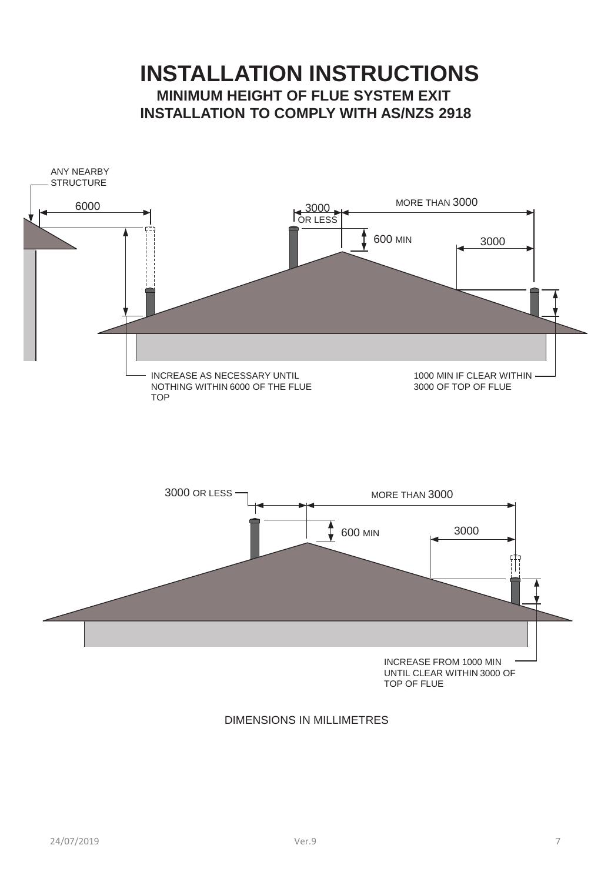# INSTALLATION INSTRUCTIONS

## MINIMUM HEIGHT OF FLUE SYSTEM EXIT

## INSTALLATION TO COMPLY WITH AS/NZS 2918

ANY NEARBY STRUCTURE

6000

3000 OR LESS

MORE THAN 3000

600 MIN

3000

INCREASE AS NECESSARY UNTIL NOTHING WITHIN 6000 OF THE FLUE TOP

1000 MIN IF CLEAR WITHIN 3000 OF TOP OF FLUE

3000 OR LESS

MORE THAN 3000

600 MIN

3000

INCREASE FROM 1000 MIN UNTIL CLEAR WITHIN 3000 OF TOP OF FLUE

DIMENSIONS IN MILLIMETRES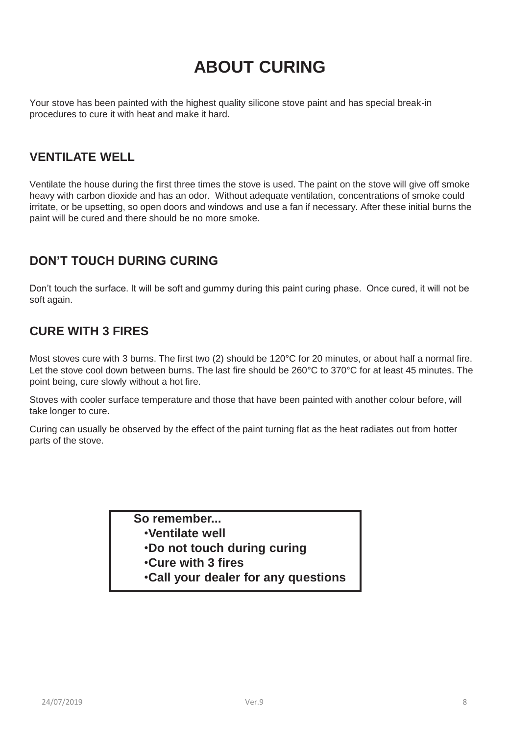# ABOUT CURING

Your stove has been painted with the highest quality silicone stove paint and has special break-in procedures to cure it with heat and make it hard.

## VENTILATE WELL

Ventilate the house during the first three times the stove is used. The paint on the stove will give off smoke heavy with carbon dioxide and has an odor. Without adequate ventilation, concentrations of smoke could irritate, or be upsetting, so open doors and windows and use a fan if necessary. After these initial burns the paint will be cured and there should be no more smoke.

## DON'T TOUCH DURING CURING

Don't touch the surface. It will be soft and gummy during this paint curing phase. Once cured, it will not be soft again.

## CURE WITH 3 FIRES

Most stoves cure with 3 burns. The first two (2) should be 120°C for 20 minutes, or about half a normal fire. Let the stove cool down between burns. The last fire should be 260°C to 370°C for at least 45 minutes. The point being, cure slowly without a hot fire.

Stoves with cooler surface temperature and those that have been painted with another colour before, will take longer to cure.

Curing can usually be observed by the effect of the paint turning flat as the heat radiates out from hotter parts of the stove.

**So remember...**

- **Ventilate well**
- **Do not touch during curing**
- **Cure with 3 fires**
- **Call your dealer for any questions**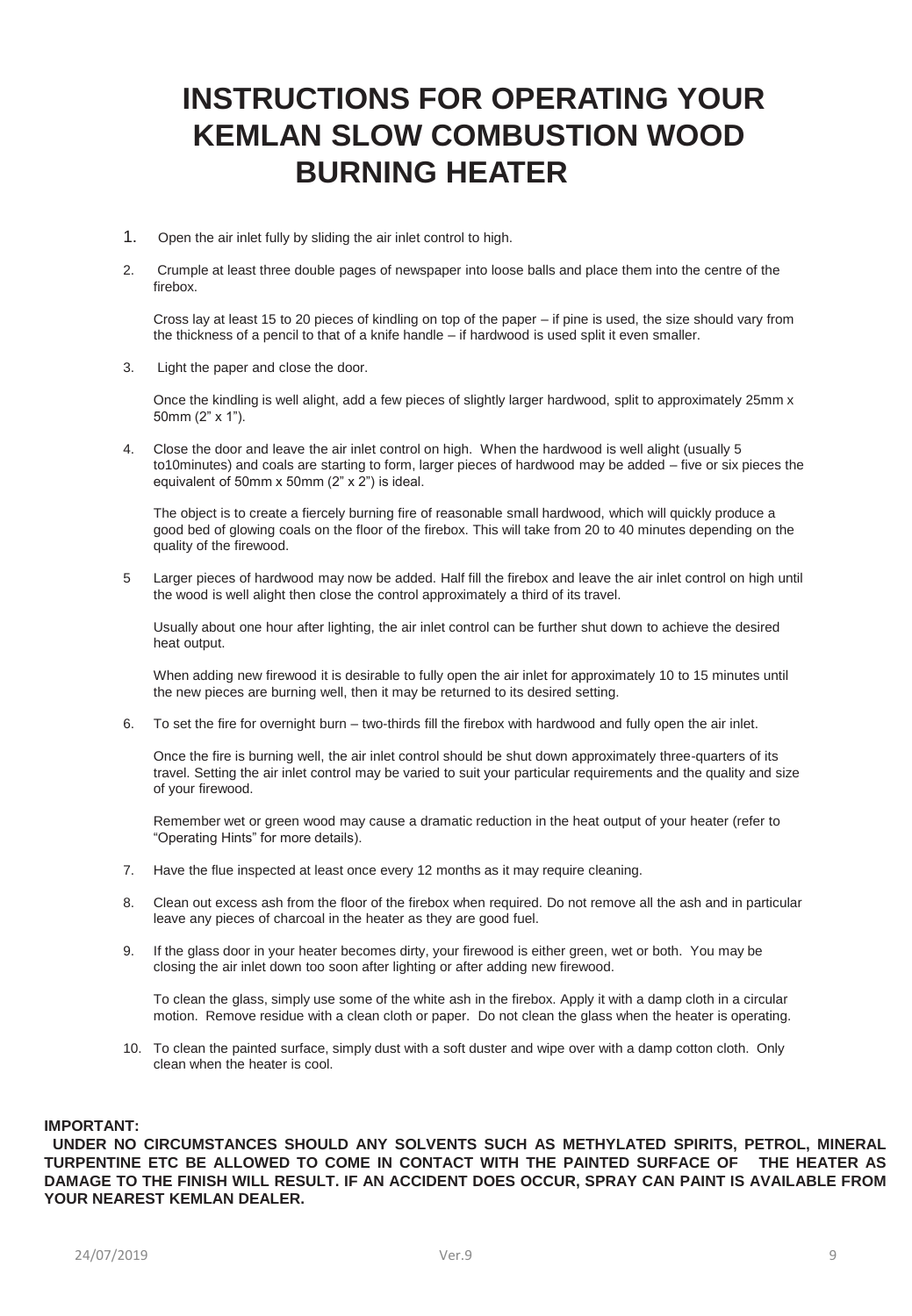# INSTRUCTIONS FOR OPERATING YOUR KEMLAN SLOW COMBUSTION WOOD BURNING HEATER

1. Open the air inlet fully by sliding the air inlet control to high.

2. Crumple at least three double pages of newspaper into loose balls and place them into the centre of the firebox.

   Cross lay at least 15 to 20 pieces of kindling on top of the paper – if pine is used, the size should vary from the thickness of a pencil to that of a knife handle – if hardwood is used split it even smaller.

3. Light the paper and close the door.

   Once the kindling is well alight, add a few pieces of slightly larger hardwood, split to approximately 25mm x 50mm (2" x 1").

4. Close the door and leave the air inlet control on high. When the hardwood is well alight (usually 5 to10minutes) and coals are starting to form, larger pieces of hardwood may be added – five or six pieces the equivalent of 50mm x 50mm (2" x 2") is ideal.

   The object is to create a fiercely burning fire of reasonable small hardwood, which will quickly produce a good bed of glowing coals on the floor of the firebox. This will take from 20 to 40 minutes depending on the quality of the firewood.

5. Larger pieces of hardwood may now be added. Half fill the firebox and leave the air inlet control on high until the wood is well alight then close the control approximately a third of its travel.

   Usually about one hour after lighting, the air inlet control can be further shut down to achieve the desired heat output.

   When adding new firewood it is desirable to fully open the air inlet for approximately 10 to 15 minutes until the new pieces are burning well, then it may be returned to its desired setting.

6. To set the fire for overnight burn – two-thirds fill the firebox with hardwood and fully open the air inlet.

   Once the fire is burning well, the air inlet control should be shut down approximately three-quarters of its travel. Setting the air inlet control may be varied to suit your particular requirements and the quality and size of your firewood.

   Remember wet or green wood may cause a dramatic reduction in the heat output of your heater (refer to "Operating Hints" for more details).

7. Have the flue inspected at least once every 12 months as it may require cleaning.

8. Clean out excess ash from the floor of the firebox when required. Do not remove all the ash and in particular leave any pieces of charcoal in the heater as they are good fuel.

9. If the glass door in your heater becomes dirty, your firewood is either green, wet or both. You may be closing the air inlet down too soon after lighting or after adding new firewood.

   To clean the glass, simply use some of the white ash in the firebox. Apply it with a damp cloth in a circular motion. Remove residue with a clean cloth or paper. Do not clean the glass when the heater is operating.

10. To clean the painted surface, simply dust with a soft duster and wipe over with a damp cotton cloth. Only clean when the heater is cool.

**IMPORTANT:**

**UNDER NO CIRCUMSTANCES SHOULD ANY SOLVENTS SUCH AS METHYLATED SPIRITS, PETROL, MINERAL TURPENTINE ETC BE ALLOWED TO COME IN CONTACT WITH THE PAINTED SURFACE OF THE HEATER AS DAMAGE TO THE FINISH WILL RESULT. IF AN ACCIDENT DOES OCCUR, SPRAY CAN PAINT IS AVAILABLE FROM YOUR NEAREST KEMLAN DEALER.**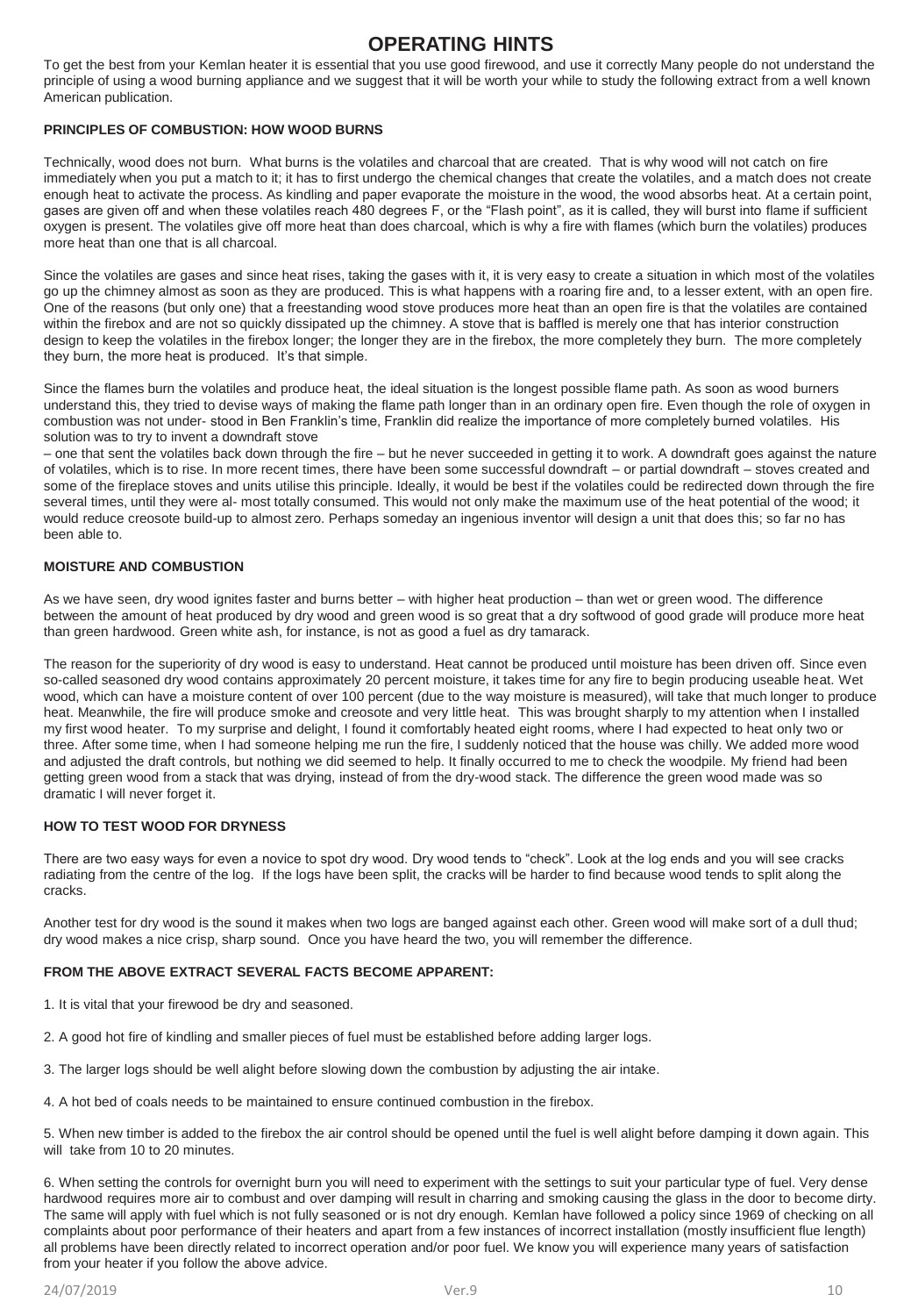# OPERATING HINTS

To get the best from your Kemlan heater it is essential that you use good firewood, and use it correctly Many people do not understand the principle of using a wood burning appliance and we suggest that it will be worth your while to study the following extract from a well known American publication.

### PRINCIPLES OF COMBUSTION: HOW WOOD BURNS

Technically, wood does not burn. What burns is the volatiles and charcoal that are created. That is why wood will not catch on fire immediately when you put a match to it; it has to first undergo the chemical changes that create the volatiles, and a match does not create enough heat to activate the process. As kindling and paper evaporate the moisture in the wood, the wood absorbs heat. At a certain point, gases are given off and when these volatiles reach 480 degrees F, or the "Flash point", as it is called, they will burst into flame if sufficient oxygen is present. The volatiles give off more heat than does charcoal, which is why a fire with flames (which burn the volatiles) produces more heat than one that is all charcoal.

Since the volatiles are gases and since heat rises, taking the gases with it, it is very easy to create a situation in which most of the volatiles go up the chimney almost as soon as they are produced. This is what happens with a roaring fire and, to a lesser extent, with an open fire. One of the reasons (but only one) that a freestanding wood stove produces more heat than an open fire is that the volatiles are contained within the firebox and are not so quickly dissipated up the chimney. A stove that is baffled is merely one that has interior construction design to keep the volatiles in the firebox longer; the longer they are in the firebox, the more completely they burn. The more completely they burn, the more heat is produced. It's that simple.

Since the flames burn the volatiles and produce heat, the ideal situation is the longest possible flame path. As soon as wood burners understand this, they tried to devise ways of making the flame path longer than in an ordinary open fire. Even though the role of oxygen in combustion was not under- stood in Ben Franklin's time, Franklin did realize the importance of more completely burned volatiles. His solution was to try to invent a downdraft stove

– one that sent the volatiles back down through the fire – but he never succeeded in getting it to work. A downdraft goes against the nature of volatiles, which is to rise. In more recent times, there have been some successful downdraft – or partial downdraft – stoves created and some of the fireplace stoves and units utilise this principle. Ideally, it would be best if the volatiles could be redirected down through the fire several times, until they were al- most totally consumed. This would not only make the maximum use of the heat potential of the wood; it would reduce creosote build-up to almost zero. Perhaps someday an ingenious inventor will design a unit that does this; so far no has been able to.

### MOISTURE AND COMBUSTION

As we have seen, dry wood ignites faster and burns better – with higher heat production – than wet or green wood. The difference between the amount of heat produced by dry wood and green wood is so great that a dry softwood of good grade will produce more heat than green hardwood. Green white ash, for instance, is not as good a fuel as dry tamarack.

The reason for the superiority of dry wood is easy to understand. Heat cannot be produced until moisture has been driven off. Since even so-called seasoned dry wood contains approximately 20 percent moisture, it takes time for any fire to begin producing useable heat. Wet wood, which can have a moisture content of over 100 percent (due to the way moisture is measured), will take that much longer to produce heat. Meanwhile, the fire will produce smoke and creosote and very little heat. This was brought sharply to my attention when I installed my first wood heater. To my surprise and delight, I found it comfortably heated eight rooms, where I had expected to heat only two or three. After some time, when I had someone helping me run the fire, I suddenly noticed that the house was chilly. We added more wood and adjusted the draft controls, but nothing we did seemed to help. It finally occurred to me to check the woodpile. My friend had been getting green wood from a stack that was drying, instead of from the dry-wood stack. The difference the green wood made was so dramatic I will never forget it.

### HOW TO TEST WOOD FOR DRYNESS

There are two easy ways for even a novice to spot dry wood. Dry wood tends to "check". Look at the log ends and you will see cracks radiating from the centre of the log. If the logs have been split, the cracks will be harder to find because wood tends to split along the cracks.

Another test for dry wood is the sound it makes when two logs are banged against each other. Green wood will make sort of a dull thud; dry wood makes a nice crisp, sharp sound. Once you have heard the two, you will remember the difference.

### FROM THE ABOVE EXTRACT SEVERAL FACTS BECOME APPARENT:

1. It is vital that your firewood be dry and seasoned.

2. A good hot fire of kindling and smaller pieces of fuel must be established before adding larger logs.

3. The larger logs should be well alight before slowing down the combustion by adjusting the air intake.

4. A hot bed of coals needs to be maintained to ensure continued combustion in the firebox.

5. When new timber is added to the firebox the air control should be opened until the fuel is well alight before damping it down again. This will take from 10 to 20 minutes.

6. When setting the controls for overnight burn you will need to experiment with the settings to suit your particular type of fuel. Very dense hardwood requires more air to combust and over damping will result in charring and smoking causing the glass in the door to become dirty. The same will apply with fuel which is not fully seasoned or is not dry enough. Kemlan have followed a policy since 1969 of checking on all complaints about poor performance of their heaters and apart from a few instances of incorrect installation (mostly insufficient flue length) all problems have been directly related to incorrect operation and/or poor fuel. We know you will experience many years of satisfaction from your heater if you follow the above advice.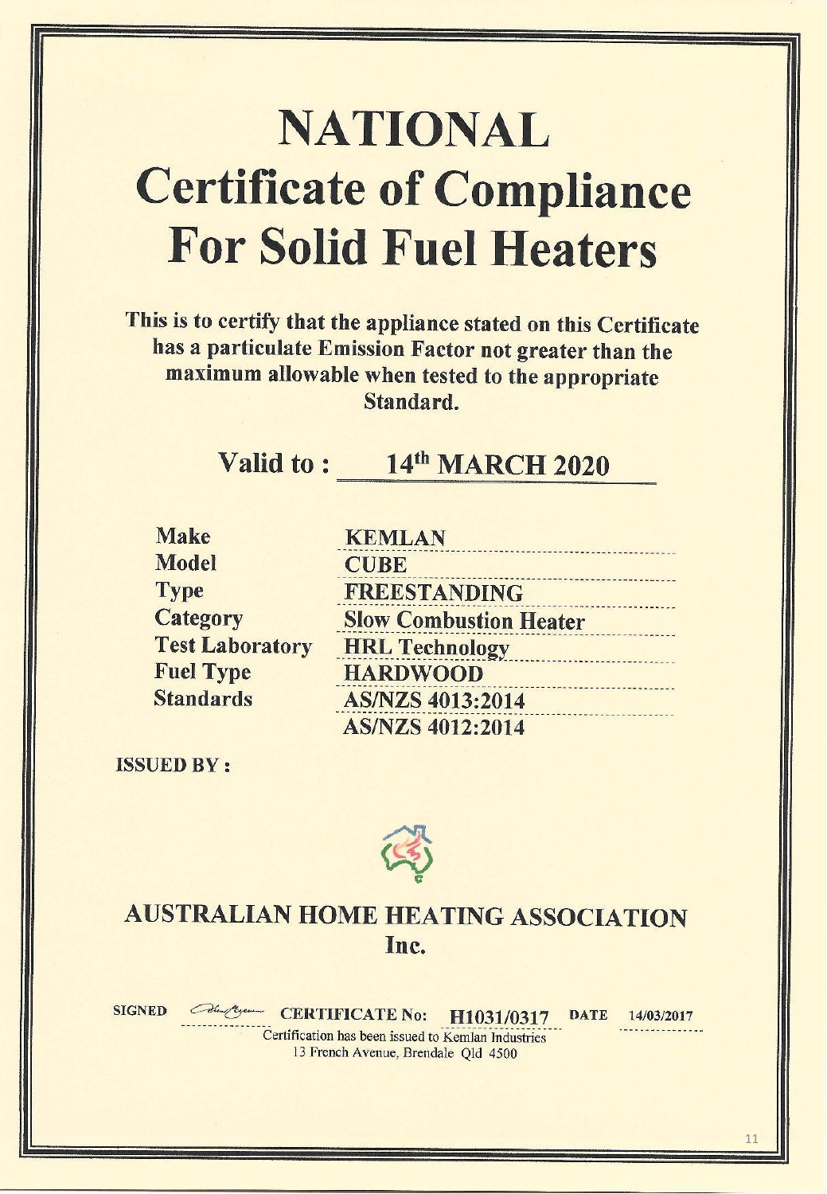# NATIONAL
# Certificate of Compliance
# For Solid Fuel Heaters

**This is to certify that the appliance stated on this Certificate has a particulate Emission Factor not greater than the maximum allowable when tested to the appropriate Standard.**

**Valid to : 14th MARCH 2020**

| | |
|---|---|
| **Make** | **KEMLAN** |
| **Model** | **CUBE** |
| **Type** | **FREESTANDING** |
| **Category** | **Slow Combustion Heater** |
| **Test Laboratory** | **HRL Technology** |
| **Fuel Type** | **HARDWOOD** |
| **Standards** | **AS/NZS 4013:2014** |
| | **AS/NZS 4012:2014** |

**ISSUED BY :**

## AUSTRALIAN HOME HEATING ASSOCIATION Inc.

**SIGNED** **CERTIFICATE No: H1031/0317** **DATE** 14/03/2017

Certification has been issued to Kemlan Industries
13 French Avenue, Brendale Qld 4500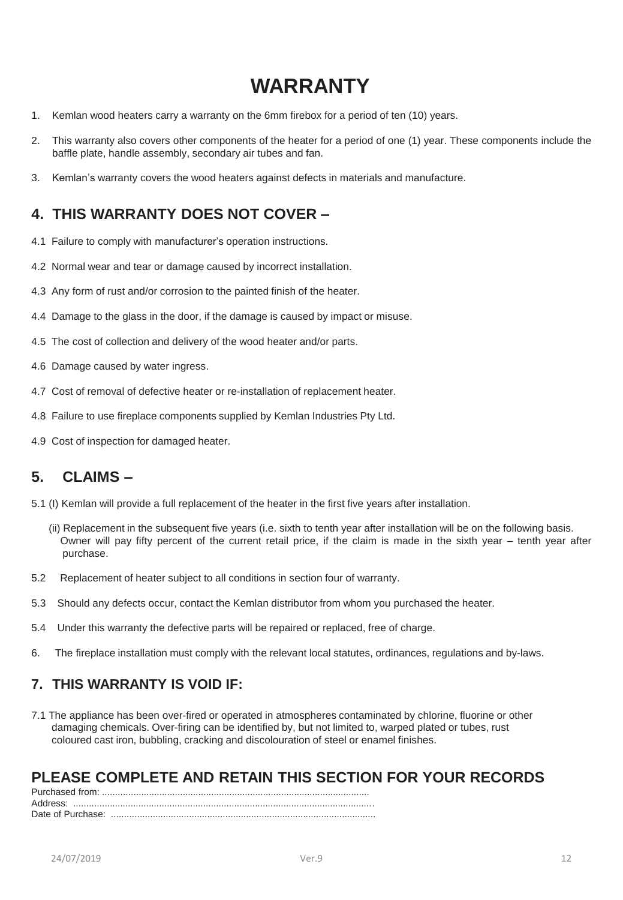# WARRANTY

1. Kemlan wood heaters carry a warranty on the 6mm firebox for a period of ten (10) years.

2. This warranty also covers other components of the heater for a period of one (1) year. These components include the baffle plate, handle assembly, secondary air tubes and fan.

3. Kemlan's warranty covers the wood heaters against defects in materials and manufacture.

## 4. THIS WARRANTY DOES NOT COVER –

4.1 Failure to comply with manufacturer's operation instructions.

4.2 Normal wear and tear or damage caused by incorrect installation.

4.3 Any form of rust and/or corrosion to the painted finish of the heater.

4.4 Damage to the glass in the door, if the damage is caused by impact or misuse.

4.5 The cost of collection and delivery of the wood heater and/or parts.

4.6 Damage caused by water ingress.

4.7 Cost of removal of defective heater or re-installation of replacement heater.

4.8 Failure to use fireplace components supplied by Kemlan Industries Pty Ltd.

4.9 Cost of inspection for damaged heater.

## 5. CLAIMS –

5.1 (I) Kemlan will provide a full replacement of the heater in the first five years after installation.

(ii) Replacement in the subsequent five years (i.e. sixth to tenth year after installation will be on the following basis. Owner will pay fifty percent of the current retail price, if the claim is made in the sixth year – tenth year after purchase.

5.2 Replacement of heater subject to all conditions in section four of warranty.

5.3 Should any defects occur, contact the Kemlan distributor from whom you purchased the heater.

5.4 Under this warranty the defective parts will be repaired or replaced, free of charge.

6. The fireplace installation must comply with the relevant local statutes, ordinances, regulations and by-laws.

## 7. THIS WARRANTY IS VOID IF:

7.1 The appliance has been over-fired or operated in atmospheres contaminated by chlorine, fluorine or other damaging chemicals. Over-firing can be identified by, but not limited to, warped plated or tubes, rust coloured cast iron, bubbling, cracking and discolouration of steel or enamel finishes.

## PLEASE COMPLETE AND RETAIN THIS SECTION FOR YOUR RECORDS

Purchased from: .......................................................................................................

Address: ..................................................................................................................

Date of Purchase: .....................................................................................................